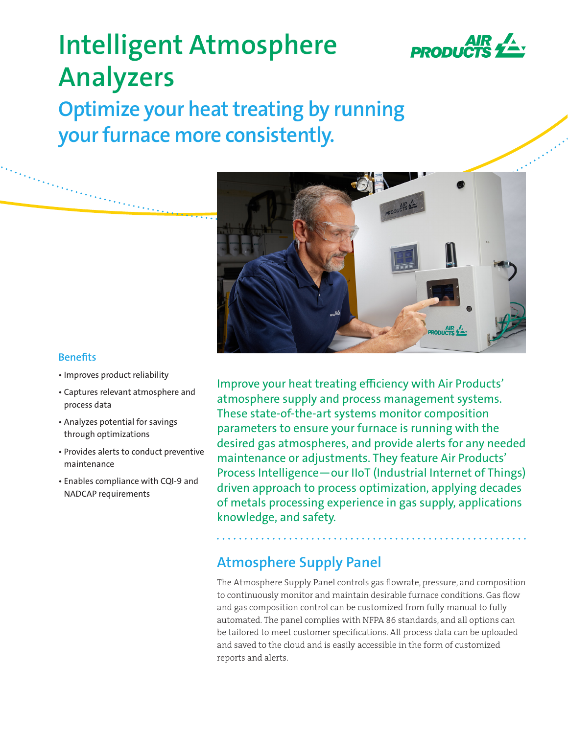# Intelligent Atmosphere Analyzers

## Optimize your heat treating by running your furnace more consistently.

### Benefits

- Improves product reliability
- Captures relevant atmosphere and process data
- Analyzes potential for savings through optimizations
- Provides alerts to conduct preventive maintenance
- Enables compliance with CQI-9 and NADCAP requirements

Improve your heat treating efficiency with Air Products' atmosphere supply and process management systems. These state-of-the-art systems monitor composition parameters to ensure your furnace is running with the desired gas atmospheres, and provide alerts for any needed maintenance or adjustments. They feature Air Products' Process Intelligence—our IIoT (Industrial Internet of Things) driven approach to process optimization, applying decades of metals processing experience in gas supply, applications knowledge, and safety.

## Atmosphere Supply Panel

The Atmosphere Supply Panel controls gas flowrate, pressure, and composition to continuously monitor and maintain desirable furnace conditions. Gas flow and gas composition control can be customized from fully manual to fully automated. The panel complies with NFPA 86 standards, and all options can be tailored to meet customer specifications. All process data can be uploaded and saved to the cloud and is easily accessible in the form of customized reports and alerts.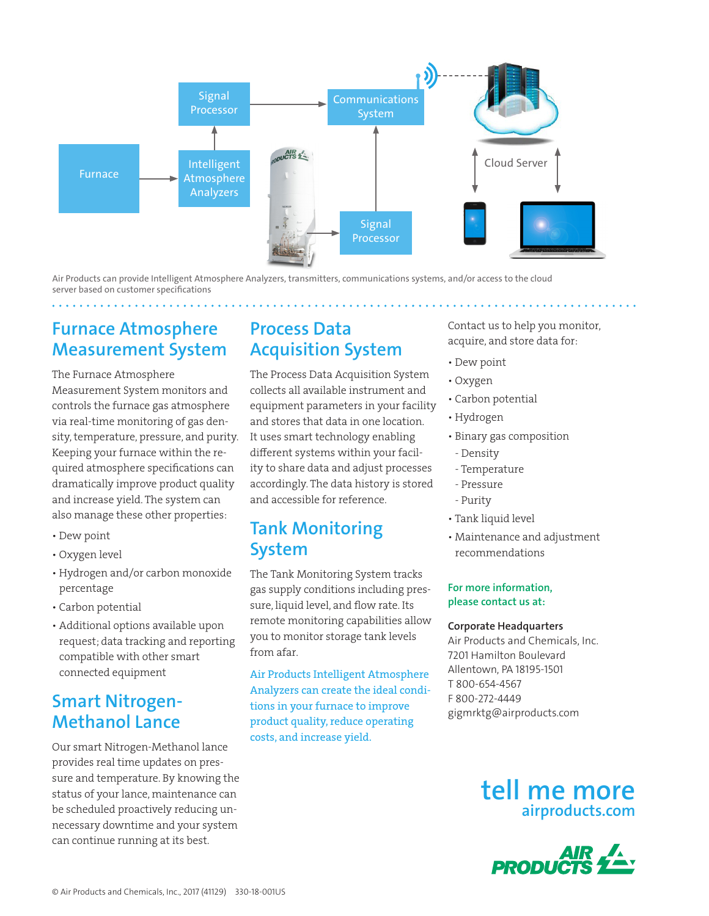Signal Processor

Communications System

Furnace

Intelligent Atmosphere Analyzers

Cloud Server

Signal Processor

Air Products can provide Intelligent Atmosphere Analyzers, transmitters, communications systems, and/or access to the cloud server based on customer specifications

## Furnace Atmosphere Measurement System

The Furnace Atmosphere Measurement System monitors and controls the furnace gas atmosphere via real-time monitoring of gas density, temperature, pressure, and purity. Keeping your furnace within the required atmosphere specifications can dramatically improve product quality and increase yield. The system can also manage these other properties:

- Dew point
- Oxygen level
- Hydrogen and/or carbon monoxide percentage
- Carbon potential
- Additional options available upon request; data tracking and reporting compatible with other smart connected equipment

## Smart Nitrogen-Methanol Lance

Our smart Nitrogen-Methanol lance provides real time updates on pressure and temperature. By knowing the status of your lance, maintenance can be scheduled proactively reducing unnecessary downtime and your system can continue running at its best.

## Process Data Acquisition System

The Process Data Acquisition System collects all available instrument and equipment parameters in your facility and stores that data in one location. It uses smart technology enabling different systems within your facility to share data and adjust processes accordingly. The data history is stored and accessible for reference.

## Tank Monitoring System

The Tank Monitoring System tracks gas supply conditions including pressure, liquid level, and flow rate. Its remote monitoring capabilities allow you to monitor storage tank levels from afar.

Air Products Intelligent Atmosphere Analyzers can create the ideal conditions in your furnace to improve product quality, reduce operating costs, and increase yield.

Contact us to help you monitor, acquire, and store data for:

- Dew point
- Oxygen
- Carbon potential
- Hydrogen
- Binary gas composition
  - Density
  - Temperature
  - Pressure
  - Purity
- Tank liquid level
- Maintenance and adjustment recommendations

**For more information, please contact us at:**

**Corporate Headquarters**
Air Products and Chemicals, Inc.
7201 Hamilton Boulevard
Allentown, PA 18195-1501
T 800-654-4567
F 800-272-4449
gigmrktg@airproducts.com

**tell me more**
airproducts.com

AIR PRODUCTS

© Air Products and Chemicals, Inc., 2017 (41129) 330-18-001US